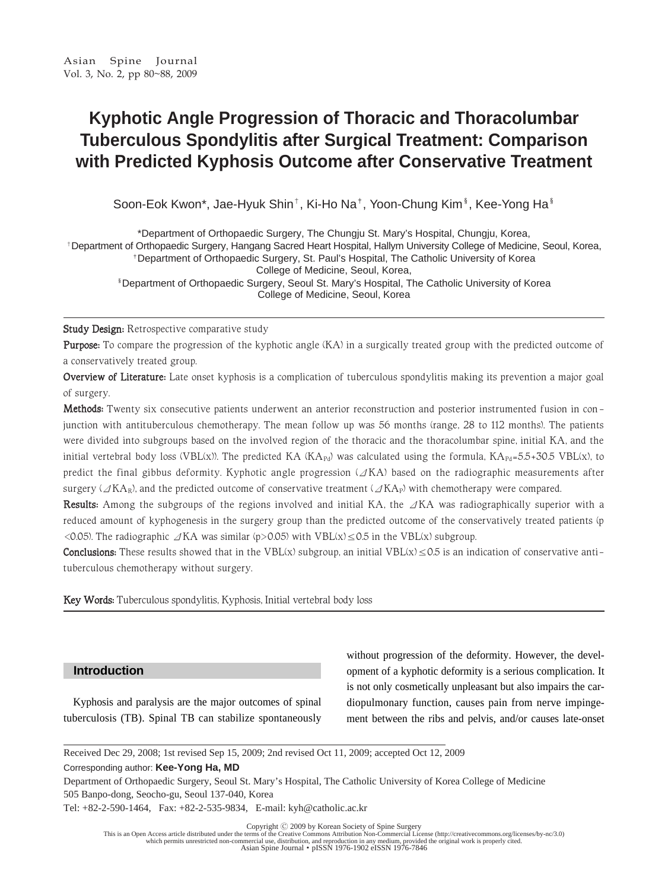# Kyphotic Angle Progression of Thoracic and Thoracolumbar Tuberculous Spondylitis after Surgical Treatment: Comparison with Predicted Kyphosis Outcome after Conservative Treatment

Soon-Eok Kwon*, Jae-Hyuk Shin†, Ki-Ho Na†, Yoon-Chung Kim§, Kee-Yong Ha§

*Department of Orthopaedic Surgery, The Chungju St. Mary's Hospital, Chungju, Korea,
†Department of Orthopaedic Surgery, Hangang Sacred Heart Hospital, Hallym University College of Medicine, Seoul, Korea,
†Department of Orthopaedic Surgery, St. Paul's Hospital, The Catholic University of Korea College of Medicine, Seoul, Korea,
§Department of Orthopaedic Surgery, Seoul St. Mary's Hospital, The Catholic University of Korea College of Medicine, Seoul, Korea

**Study Design:** Retrospective comparative study

**Purpose:** To compare the progression of the kyphotic angle (KA) in a surgically treated group with the predicted outcome of a conservatively treated group.

**Overview of Literature:** Late onset kyphosis is a complication of tuberculous spondylitis making its prevention a major goal of surgery.

**Methods:** Twenty six consecutive patients underwent an anterior reconstruction and posterior instrumented fusion in conjunction with antituberculous chemotherapy. The mean follow up was 56 months (range, 28 to 112 months). The patients were divided into subgroups based on the involved region of the thoracic and the thoracolumbar spine, initial KA, and the initial vertebral body loss (VBL(x)). The predicted KA ($KA_{Pd}$) was calculated using the formula, $KA_{Pd}$=5.5+30.5 VBL(x), to predict the final gibbus deformity. Kyphotic angle progression ($\Delta$KA) based on the radiographic measurements after surgery ($\Delta KA_R$), and the predicted outcome of conservative treatment ($\Delta KA_P$) with chemotherapy were compared.

**Results:** Among the subgroups of the regions involved and initial KA, the $\Delta$KA was radiographically superior with a reduced amount of kyphogenesis in the surgery group than the predicted outcome of the conservatively treated patients ($p<0.05$). The radiographic $\Delta$KA was similar ($p>0.05$) with VBL(x)$\leq$0.5 in the VBL(x) subgroup.

**Conclusions:** These results showed that in the VBL(x) subgroup, an initial VBL(x)$\leq$0.5 is an indication of conservative antituberculous chemotherapy without surgery.

**Key Words:** Tuberculous spondylitis, Kyphosis, Initial vertebral body loss

## Introduction

Kyphosis and paralysis are the major outcomes of spinal tuberculosis (TB). Spinal TB can stabilize spontaneously without progression of the deformity. However, the development of a kyphotic deformity is a serious complication. It is not only cosmetically unpleasant but also impairs the cardiopulmonary function, causes pain from nerve impingement between the ribs and pelvis, and/or causes late-onset

Received Dec 29, 2008; 1st revised Sep 15, 2009; 2nd revised Oct 11, 2009; accepted Oct 12, 2009

Corresponding author: **Kee-Yong Ha, MD**

Department of Orthopaedic Surgery, Seoul St. Mary's Hospital, The Catholic University of Korea College of Medicine
505 Banpo-dong, Seocho-gu, Seoul 137-040, Korea
Tel: +82-2-590-1464, Fax: +82-2-535-9834, E-mail: kyh@catholic.ac.kr

Copyright © 2009 by Korean Society of Spine Surgery
This is an Open Access article distributed under the terms of the Creative Commons Attribution Non-Commercial License (http://creativecommons.org/licenses/by-nc/3.0) which permits unrestricted non-commercial use, distribution, and reproduction in any medium, provided the original work is properly cited.
Asian Spine Journal • pISSN 1976-1902 eISSN 1976-7846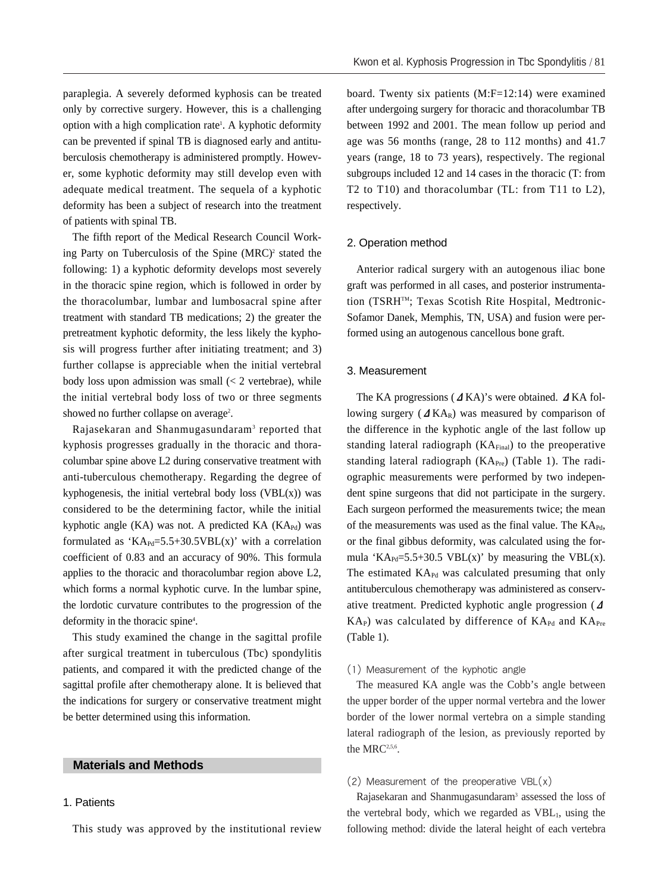paraplegia. A severely deformed kyphosis can be treated only by corrective surgery. However, this is a challenging option with a high complication rate[1]. A kyphotic deformity can be prevented if spinal TB is diagnosed early and antituberculosis chemotherapy is administered promptly. However, some kyphotic deformity may still develop even with adequate medical treatment. The sequela of a kyphotic deformity has been a subject of research into the treatment of patients with spinal TB.

The fifth report of the Medical Research Council Working Party on Tuberculosis of the Spine (MRC)[2] stated the following: 1) a kyphotic deformity develops most severely in the thoracic spine region, which is followed in order by the thoracolumbar, lumbar and lumbosacral spine after treatment with standard TB medications; 2) the greater the pretreatment kyphotic deformity, the less likely the kyphosis will progress further after initiating treatment; and 3) further collapse is appreciable when the initial vertebral body loss upon admission was small (< 2 vertebrae), while the initial vertebral body loss of two or three segments showed no further collapse on average[2].

Rajasekaran and Shanmugasundaram[3] reported that kyphosis progresses gradually in the thoracic and thoracolumbar spine above L2 during conservative treatment with anti-tuberculous chemotherapy. Regarding the degree of kyphogenesis, the initial vertebral body loss (VBL(x)) was considered to be the determining factor, while the initial kyphotic angle (KA) was not. A predicted KA ($KA_{Pd}$) was formulated as '$KA_{Pd}$=5.5+30.5VBL(x)' with a correlation coefficient of 0.83 and an accuracy of 90%. This formula applies to the thoracic and thoracolumbar region above L2, which forms a normal kyphotic curve. In the lumbar spine, the lordotic curvature contributes to the progression of the deformity in the thoracic spine[4].

This study examined the change in the sagittal profile after surgical treatment in tuberculous (Tbc) spondylitis patients, and compared it with the predicted change of the sagittal profile after chemotherapy alone. It is believed that the indications for surgery or conservative treatment might be better determined using this information.

## Materials and Methods

### 1. Patients

This study was approved by the institutional review board. Twenty six patients (M:F=12:14) were examined after undergoing surgery for thoracic and thoracolumbar TB between 1992 and 2001. The mean follow up period and age was 56 months (range, 28 to 112 months) and 41.7 years (range, 18 to 73 years), respectively. The regional subgroups included 12 and 14 cases in the thoracic (T: from T2 to T10) and thoracolumbar (TL: from T11 to L2), respectively.

### 2. Operation method

Anterior radical surgery with an autogenous iliac bone graft was performed in all cases, and posterior instrumentation (TSRH™; Texas Scotish Rite Hospital, Medtronic-Sofamor Danek, Memphis, TN, USA) and fusion were performed using an autogenous cancellous bone graft.

### 3. Measurement

The KA progressions ($\Delta$KA)'s were obtained. $\Delta$KA following surgery ($\Delta KA_R$) was measured by comparison of the difference in the kyphotic angle of the last follow up standing lateral radiograph ($KA_{Final}$) to the preoperative standing lateral radiograph ($KA_{Pre}$) (Table 1). The radiographic measurements were performed by two independent spine surgeons that did not participate in the surgery. Each surgeon performed the measurements twice; the mean of the measurements was used as the final value. The $KA_{Pd}$, or the final gibbus deformity, was calculated using the formula '$KA_{Pd}$=5.5+30.5 VBL(x)' by measuring the VBL(x). The estimated $KA_{Pd}$ was calculated presuming that only antituberculous chemotherapy was administered as conservative treatment. Predicted kyphotic angle progression ($\Delta KA_P$) was calculated by difference of $KA_{Pd}$ and $KA_{Pre}$ (Table 1).

#### (1) Measurement of the kyphotic angle

The measured KA angle was the Cobb's angle between the upper border of the upper normal vertebra and the lower border of the lower normal vertebra on a simple standing lateral radiograph of the lesion, as previously reported by the MRC[2,5,6].

#### (2) Measurement of the preoperative VBL(x)

Rajasekaran and Shanmugasundaram[3] assessed the loss of the vertebral body, which we regarded as $VBL_1$, using the following method: divide the lateral height of each vertebra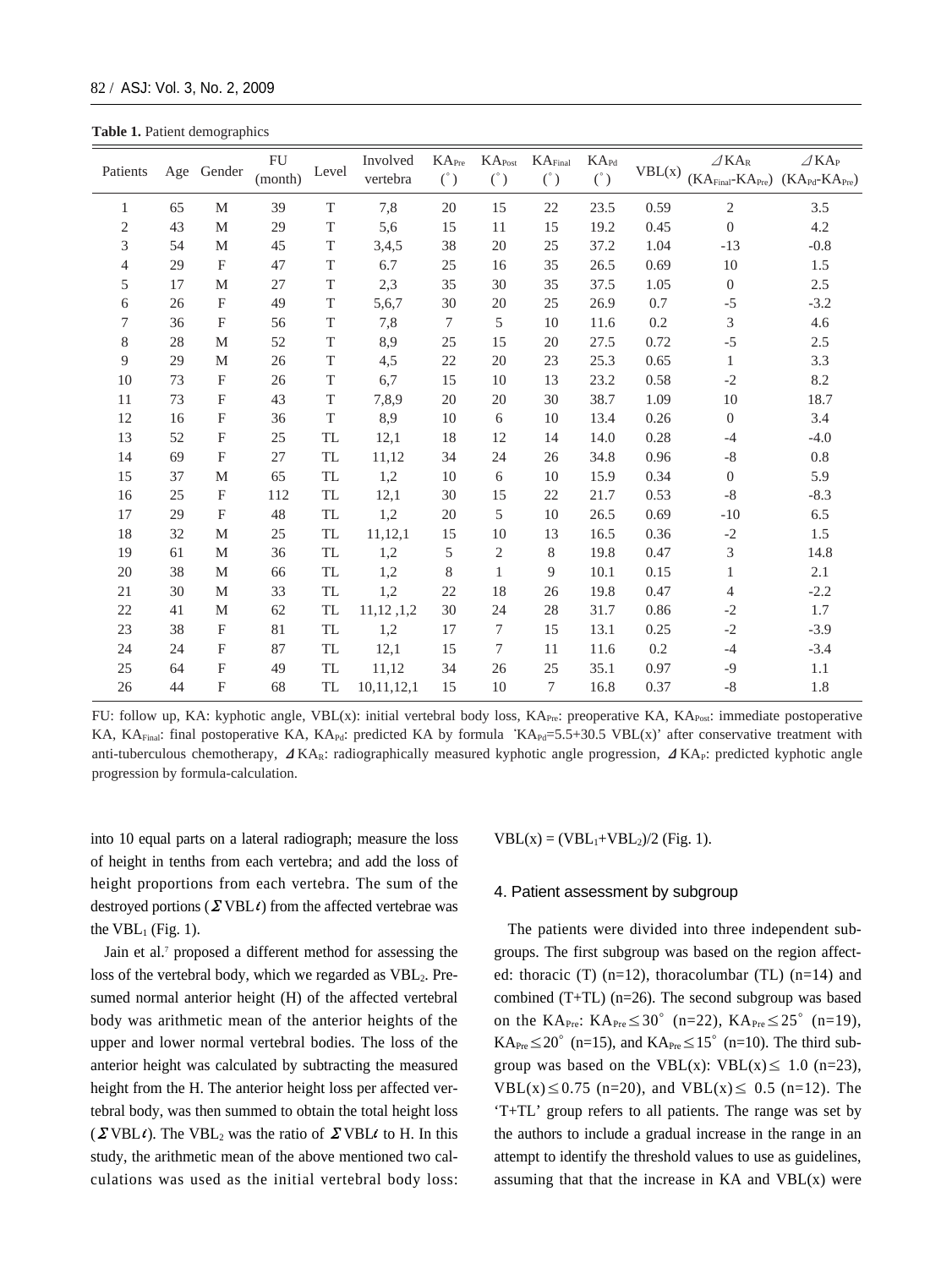**Table 1.** Patient demographics

| Patients | Age | Gender | FU (month) | Level | Involved vertebra | $KA_{Pre}$ (°) | $KA_{Post}$ (°) | $KA_{Final}$ (°) | $KA_{Pd}$ (°) | VBL(x) | $\Delta KA_R$ ($KA_{Final}$-$KA_{Pre}$) | $\Delta KA_P$ ($KA_{Pd}$-$KA_{Pre}$) |
|---|---|---|---|---|---|---|---|---|---|---|---|---|
| 1 | 65 | M | 39 | T | 7,8 | 20 | 15 | 22 | 23.5 | 0.59 | 2 | 3.5 |
| 2 | 43 | M | 29 | T | 5,6 | 15 | 11 | 15 | 19.2 | 0.45 | 0 | 4.2 |
| 3 | 54 | M | 45 | T | 3,4,5 | 38 | 20 | 25 | 37.2 | 1.04 | -13 | -0.8 |
| 4 | 29 | F | 47 | T | 6.7 | 25 | 16 | 35 | 26.5 | 0.69 | 10 | 1.5 |
| 5 | 17 | M | 27 | T | 2,3 | 35 | 30 | 35 | 37.5 | 1.05 | 0 | 2.5 |
| 6 | 26 | F | 49 | T | 5,6,7 | 30 | 20 | 25 | 26.9 | 0.7 | -5 | -3.2 |
| 7 | 36 | F | 56 | T | 7,8 | 7 | 5 | 10 | 11.6 | 0.2 | 3 | 4.6 |
| 8 | 28 | M | 52 | T | 8,9 | 25 | 15 | 20 | 27.5 | 0.72 | -5 | 2.5 |
| 9 | 29 | M | 26 | T | 4,5 | 22 | 20 | 23 | 25.3 | 0.65 | 1 | 3.3 |
| 10 | 73 | F | 26 | T | 6,7 | 15 | 10 | 13 | 23.2 | 0.58 | -2 | 8.2 |
| 11 | 73 | F | 43 | T | 7,8,9 | 20 | 20 | 30 | 38.7 | 1.09 | 10 | 18.7 |
| 12 | 16 | F | 36 | T | 8,9 | 10 | 6 | 10 | 13.4 | 0.26 | 0 | 3.4 |
| 13 | 52 | F | 25 | TL | 12,1 | 18 | 12 | 14 | 14.0 | 0.28 | -4 | -4.0 |
| 14 | 69 | F | 27 | TL | 11,12 | 34 | 24 | 26 | 34.8 | 0.96 | -8 | 0.8 |
| 15 | 37 | M | 65 | TL | 1,2 | 10 | 6 | 10 | 15.9 | 0.34 | 0 | 5.9 |
| 16 | 25 | F | 112 | TL | 12,1 | 30 | 15 | 22 | 21.7 | 0.53 | -8 | -8.3 |
| 17 | 29 | F | 48 | TL | 1,2 | 20 | 5 | 10 | 26.5 | 0.69 | -10 | 6.5 |
| 18 | 32 | M | 25 | TL | 11,12,1 | 15 | 10 | 13 | 16.5 | 0.36 | -2 | 1.5 |
| 19 | 61 | M | 36 | TL | 1,2 | 5 | 2 | 8 | 19.8 | 0.47 | 3 | 14.8 |
| 20 | 38 | M | 66 | TL | 1,2 | 8 | 1 | 9 | 10.1 | 0.15 | 1 | 2.1 |
| 21 | 30 | M | 33 | TL | 1,2 | 22 | 18 | 26 | 19.8 | 0.47 | 4 | -2.2 |
| 22 | 41 | M | 62 | TL | 11,12 ,1,2 | 30 | 24 | 28 | 31.7 | 0.86 | -2 | 1.7 |
| 23 | 38 | F | 81 | TL | 1,2 | 17 | 7 | 15 | 13.1 | 0.25 | -2 | -3.9 |
| 24 | 24 | F | 87 | TL | 12,1 | 15 | 7 | 11 | 11.6 | 0.2 | -4 | -3.4 |
| 25 | 64 | F | 49 | TL | 11,12 | 34 | 26 | 25 | 35.1 | 0.97 | -9 | 1.1 |
| 26 | 44 | F | 68 | TL | 10,11,12,1 | 15 | 10 | 7 | 16.8 | 0.37 | -8 | 1.8 |

FU: follow up, KA: kyphotic angle, VBL(x): initial vertebral body loss, $KA_{Pre}$: preoperative KA, $KA_{Post}$: immediate postoperative KA, $KA_{Final}$: final postoperative KA, $KA_{Pd}$: predicted KA by formula '$KA_{Pd}$=5.5+30.5 VBL(x)' after conservative treatment with anti-tuberculous chemotherapy, $\Delta KA_R$: radiographically measured kyphotic angle progression, $\Delta KA_P$: predicted kyphotic angle progression by formula-calculation.

into 10 equal parts on a lateral radiograph; measure the loss of height in tenths from each vertebra; and add the loss of height proportions from each vertebra. The sum of the destroyed portions ($\Sigma VBL\ell$) from the affected vertebrae was the $VBL_1$ (Fig. 1).

Jain et al.[7] proposed a different method for assessing the loss of the vertebral body, which we regarded as $VBL_2$. Presumed normal anterior height (H) of the affected vertebral body was arithmetic mean of the anterior heights of the upper and lower normal vertebral bodies. The loss of the anterior height was calculated by subtracting the measured height from the H. The anterior height loss per affected vertebral body, was then summed to obtain the total height loss ($\Sigma VBL\ell$). The $VBL_2$ was the ratio of $\Sigma VBL\ell$ to H. In this study, the arithmetic mean of the above mentioned two calculations was used as the initial vertebral body loss: $VBL(x) = (VBL_1+VBL_2)/2$ (Fig. 1).

### 4. Patient assessment by subgroup

The patients were divided into three independent subgroups. The first subgroup was based on the region affected: thoracic (T) (n=12), thoracolumbar (TL) (n=14) and combined (T+TL) (n=26). The second subgroup was based on the $KA_{Pre}$: $KA_{Pre} \leq 30°$ (n=22), $KA_{Pre} \leq 25°$ (n=19), $KA_{Pre} \leq 20°$ (n=15), and $KA_{Pre} \leq 15°$ (n=10). The third subgroup was based on the VBL(x): $VBL(x) \leq 1.0$ (n=23), $VBL(x) \leq 0.75$ (n=20), and $VBL(x) \leq 0.5$ (n=12). The 'T+TL' group refers to all patients. The range was set by the authors to include a gradual increase in the range in an attempt to identify the threshold values to use as guidelines, assuming that that the increase in KA and VBL(x) were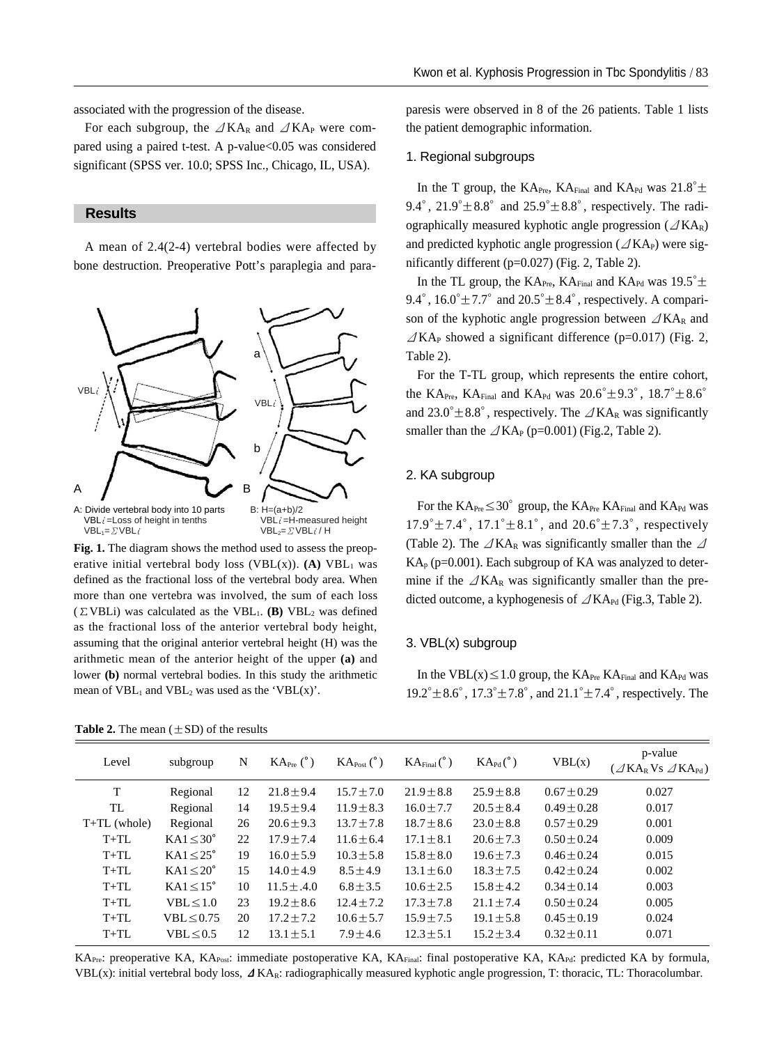associated with the progression of the disease.

For each subgroup, the $\Delta KA_R$ and $\Delta KA_P$ were compared using a paired t-test. A p-value<0.05 was considered significant (SPSS ver. 10.0; SPSS Inc., Chicago, IL, USA).

## Results

A mean of 2.4(2-4) vertebral bodies were affected by bone destruction. Preoperative Pott's paraplegia and paraparesis were observed in 8 of the 26 patients. Table 1 lists the patient demographic information.

A: Divide vertebral body into 10 parts
VBLi=Loss of height in tenths
$VBL_1=\Sigma VBLi$

B: H=(a+b)/2
VBLi=H-measured height
$VBL_2=\Sigma VBLi$ / H

**Fig. 1.** The diagram shows the method used to assess the preoperative initial vertebral body loss (VBL(x)). **(A)** $VBL_1$ was defined as the fractional loss of the vertebral body area. When more than one vertebra was involved, the sum of each loss ($\Sigma$VBLi) was calculated as the $VBL_1$. **(B)** $VBL_2$ was defined as the fractional loss of the anterior vertebral body height, assuming that the original anterior vertebral height (H) was the arithmetic mean of the anterior height of the upper **(a)** and lower **(b)** normal vertebral bodies. In this study the arithmetic mean of $VBL_1$ and $VBL_2$ was used as the 'VBL(x)'.

### 1. Regional subgroups

In the T group, the $KA_{Pre}$, $KA_{Final}$ and $KA_{Pd}$ was 21.8°± 9.4°, 21.9°±8.8° and 25.9°±8.8°, respectively. The radiographically measured kyphotic angle progression ($\Delta KA_R$) and predicted kyphotic angle progression ($\Delta KA_P$) were significantly different (p=0.027) (Fig. 2, Table 2).

In the TL group, the $KA_{Pre}$, $KA_{Final}$ and $KA_{Pd}$ was 19.5°± 9.4°, 16.0°±7.7° and 20.5°±8.4°, respectively. A comparison of the kyphotic angle progression between $\Delta KA_R$ and $\Delta KA_P$ showed a significant difference (p=0.017) (Fig. 2, Table 2).

For the T-TL group, which represents the entire cohort, the $KA_{Pre}$, $KA_{Final}$ and $KA_{Pd}$ was 20.6°±9.3°, 18.7°±8.6° and 23.0°±8.8°, respectively. The $\Delta KA_R$ was significantly smaller than the $\Delta KA_P$ (p=0.001) (Fig.2, Table 2).

### 2. KA subgroup

For the $KA_{Pre} \leq 30°$ group, the $KA_{Pre}$ $KA_{Final}$ and $KA_{Pd}$ was 17.9°±7.4°, 17.1°±8.1°, and 20.6°±7.3°, respectively (Table 2). The $\Delta KA_R$ was significantly smaller than the $\Delta KA_P$ (p=0.001). Each subgroup of KA was analyzed to determine if the $\Delta KA_R$ was significantly smaller than the predicted outcome, a kyphogenesis of $\Delta KA_{Pd}$ (Fig.3, Table 2).

### 3. VBL(x) subgroup

In the VBL(x)≤1.0 group, the $KA_{Pre}$ $KA_{Final}$ and $KA_{Pd}$ was 19.2°±8.6°, 17.3°±7.8°, and 21.1°±7.4°, respectively. The

**Table 2.** The mean (±SD) of the results

| Level | subgroup | N | $KA_{Pre}$ (°) | $KA_{Post}$ (°) | $KA_{Final}$ (°) | $KA_{Pd}$ (°) | VBL(x) | p-value ($\Delta KA_R$ Vs $\Delta KA_{Pd}$) |
|---|---|---|---|---|---|---|---|---|
| T | Regional | 12 | 21.8±9.4 | 15.7±7.0 | 21.9±8.8 | 25.9±8.8 | 0.67±0.29 | 0.027 |
| TL | Regional | 14 | 19.5±9.4 | 11.9±8.3 | 16.0±7.7 | 20.5±8.4 | 0.49±0.28 | 0.017 |
| T+TL (whole) | Regional | 26 | 20.6±9.3 | 13.7±7.8 | 18.7±8.6 | 23.0±8.8 | 0.57±0.29 | 0.001 |
| T+TL | KA1≤30° | 22 | 17.9±7.4 | 11.6±6.4 | 17.1±8.1 | 20.6±7.3 | 0.50±0.24 | 0.009 |
| T+TL | KA1≤25° | 19 | 16.0±5.9 | 10.3±5.8 | 15.8±8.0 | 19.6±7.3 | 0.46±0.24 | 0.015 |
| T+TL | KA1≤20° | 15 | 14.0±4.9 | 8.5±4.9 | 13.1±6.0 | 18.3±7.5 | 0.42±0.24 | 0.002 |
| T+TL | KA1≤15° | 10 | 11.5±.4.0 | 6.8±3.5 | 10.6±2.5 | 15.8±4.2 | 0.34±0.14 | 0.003 |
| T+TL | VBL≤1.0 | 23 | 19.2±8.6 | 12.4±7.2 | 17.3±7.8 | 21.1±7.4 | 0.50±0.24 | 0.005 |
| T+TL | VBL≤0.75 | 20 | 17.2±7.2 | 10.6±5.7 | 15.9±7.5 | 19.1±5.8 | 0.45±0.19 | 0.024 |
| T+TL | VBL≤0.5 | 12 | 13.1±5.1 | 7.9±4.6 | 12.3±5.1 | 15.2±3.4 | 0.32±0.11 | 0.071 |

$KA_{Pre}$: preoperative KA, $KA_{Post}$: immediate postoperative KA, $KA_{Final}$: final postoperative KA, $KA_{Pd}$: predicted KA by formula, VBL(x): initial vertebral body loss, $\Delta KA_R$: radiographically measured kyphotic angle progression, T: thoracic, TL: Thoracolumbar.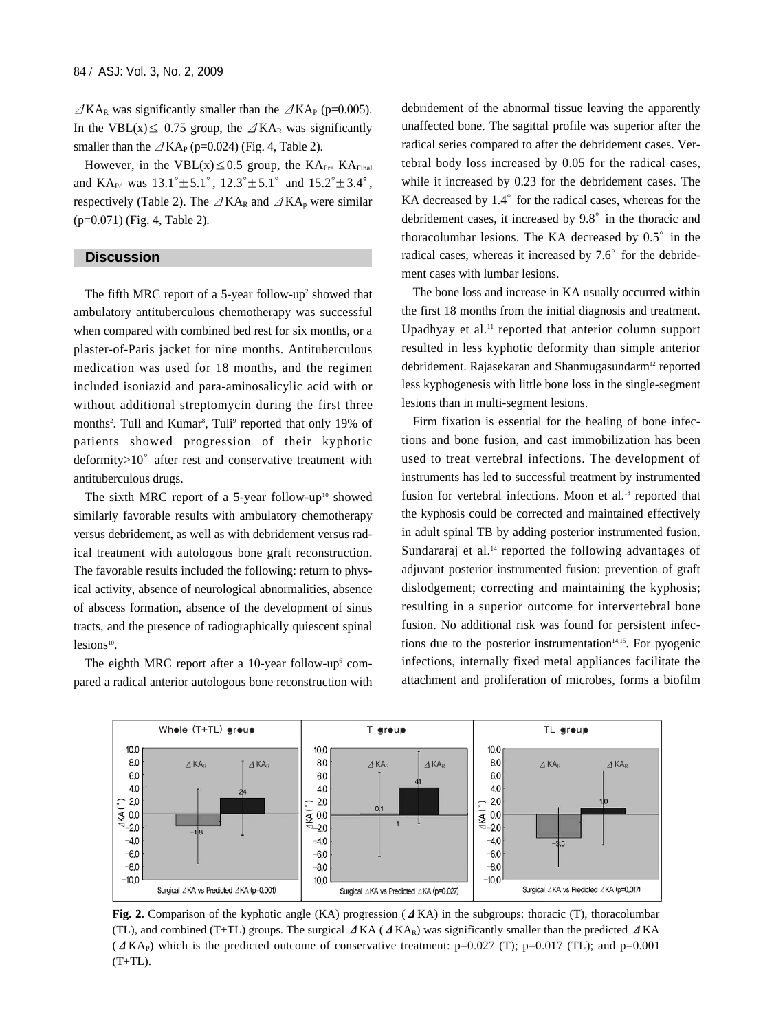$\varDelta KA_R$ was significantly smaller than the $\varDelta KA_P$ (p=0.005). In the VBL(x)$\leq$ 0.75 group, the $\varDelta KA_R$ was significantly smaller than the $\varDelta KA_P$ (p=0.024) (Fig. 4, Table 2).

However, in the VBL(x)$\leq$0.5 group, the $KA_{Pre}$ $KA_{Final}$ and $KA_{Pd}$ was 13.1°±5.1°, 12.3°±5.1° and 15.2°±3.4°, respectively (Table 2). The $\varDelta KA_R$ and $\varDelta KA_p$ were similar (p=0.071) (Fig. 4, Table 2).

## Discussion

The fifth MRC report of a 5-year follow-up[2] showed that ambulatory antituberculous chemotherapy was successful when compared with combined bed rest for six months, or a plaster-of-Paris jacket for nine months. Antituberculous medication was used for 18 months, and the regimen included isoniazid and para-aminosalicylic acid with or without additional streptomycin during the first three months[2]. Tull and Kumar[8], Tuli[9] reported that only 19% of patients showed progression of their kyphotic deformity>10° after rest and conservative treatment with antituberculous drugs.

The sixth MRC report of a 5-year follow-up[10] showed similarly favorable results with ambulatory chemotherapy versus debridement, as well as with debridement versus radical treatment with autologous bone graft reconstruction. The favorable results included the following: return to physical activity, absence of neurological abnormalities, absence of abscess formation, absence of the development of sinus tracts, and the presence of radiographically quiescent spinal lesions[10].

The eighth MRC report after a 10-year follow-up[6] compared a radical anterior autologous bone reconstruction with debridement of the abnormal tissue leaving the apparently unaffected bone. The sagittal profile was superior after the radical series compared to after the debridement cases. Vertebral body loss increased by 0.05 for the radical cases, while it increased by 0.23 for the debridement cases. The KA decreased by 1.4° for the radical cases, whereas for the debridement cases, it increased by 9.8° in the thoracic and thoracolumbar lesions. The KA decreased by 0.5° in the radical cases, whereas it increased by 7.6° for the debridement cases with lumbar lesions.

The bone loss and increase in KA usually occurred within the first 18 months from the initial diagnosis and treatment. Upadhyay et al.[11] reported that anterior column support resulted in less kyphotic deformity than simple anterior debridement. Rajasekaran and Shanmugasundarm[12] reported less kyphogenesis with little bone loss in the single-segment lesions than in multi-segment lesions.

Firm fixation is essential for the healing of bone infections and bone fusion, and cast immobilization has been used to treat vertebral infections. The development of instruments has led to successful treatment by instrumented fusion for vertebral infections. Moon et al.[13] reported that the kyphosis could be corrected and maintained effectively in adult spinal TB by adding posterior instrumented fusion. Sundararaj et al.[14] reported the following advantages of adjuvant posterior instrumented fusion: prevention of graft dislodgement; correcting and maintaining the kyphosis; resulting in a superior outcome for intervertebral bone fusion. No additional risk was found for persistent infections due to the posterior instrumentation[14,15]. For pyogenic infections, internally fixed metal appliances facilitate the attachment and proliferation of microbes, forms a biofilm

**Fig. 2.** Comparison of the kyphotic angle (KA) progression ($\varDelta$KA) in the subgroups: thoracic (T), thoracolumbar (TL), and combined (T+TL) groups. The surgical $\varDelta$KA ($\varDelta KA_R$) was significantly smaller than the predicted $\varDelta$KA ($\varDelta KA_P$) which is the predicted outcome of conservative treatment: p=0.027 (T); p=0.017 (TL); and p=0.001 (T+TL).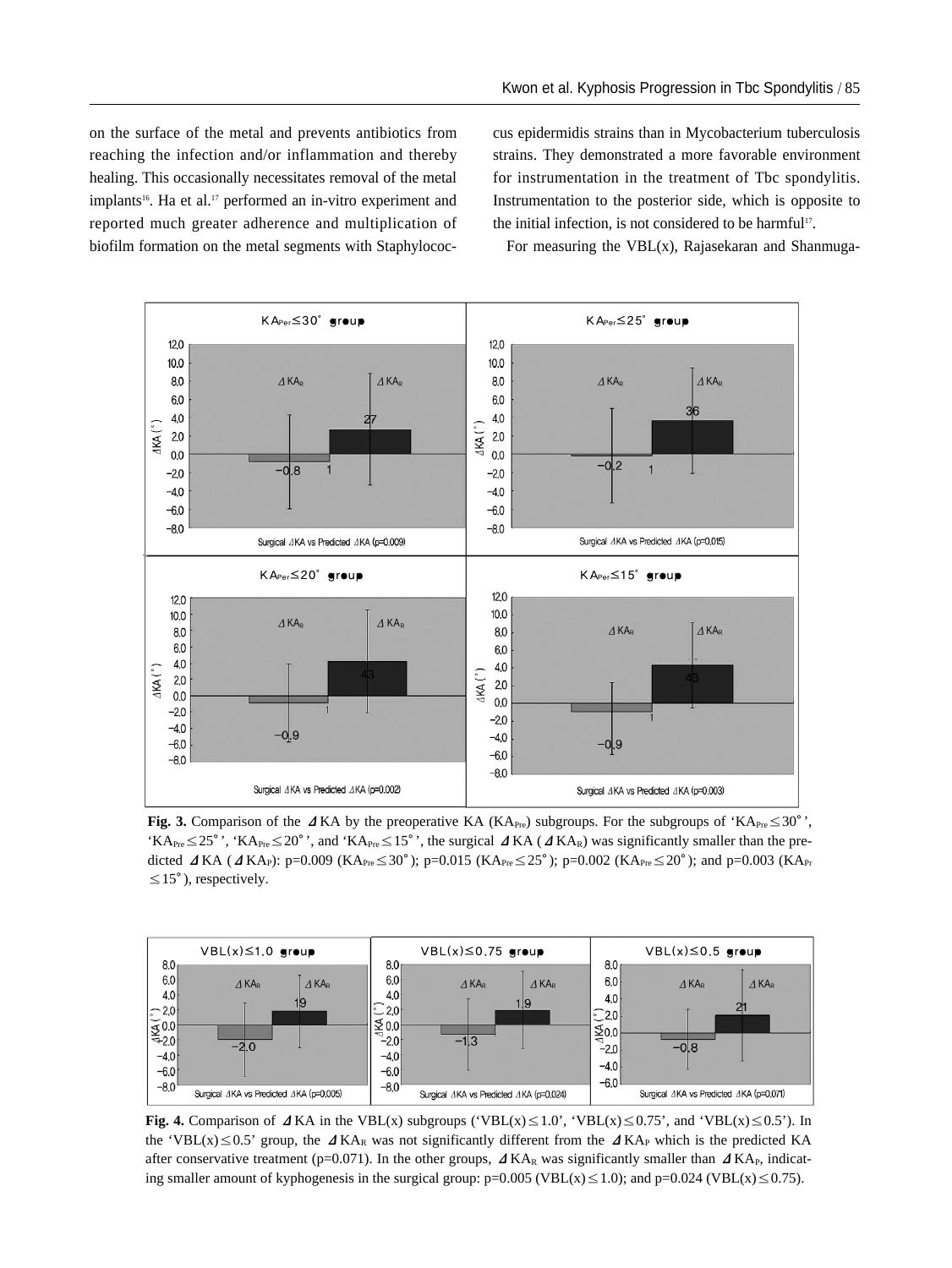on the surface of the metal and prevents antibiotics from reaching the infection and/or inflammation and thereby healing. This occasionally necessitates removal of the metal implants[16]. Ha et al.[17] performed an in-vitro experiment and reported much greater adherence and multiplication of biofilm formation on the metal segments with Staphylococcus epidermidis strains than in Mycobacterium tuberculosis strains. They demonstrated a more favorable environment for instrumentation in the treatment of Tbc spondylitis. Instrumentation to the posterior side, which is opposite to the initial infection, is not considered to be harmful[17].

For measuring the VBL(x), Rajasekaran and Shanmuga-

**Fig. 3.** Comparison of the $\Delta$KA by the preoperative KA ($KA_{Pre}$) subgroups. For the subgroups of '$KA_{Pre} \leq 30°$', '$KA_{Pre} \leq 25°$', '$KA_{Pre} \leq 20°$', and '$KA_{Pre} \leq 15°$', the surgical $\Delta$KA ($\Delta KA_R$) was significantly smaller than the predicted $\Delta$KA ($\Delta KA_P$): p=0.009 ($KA_{Pre} \leq 30°$); p=0.015 ($KA_{Pre} \leq 25°$); p=0.002 ($KA_{Pre} \leq 20°$); and p=0.003 ($KA_{Pre} \leq 15°$), respectively.

**Fig. 4.** Comparison of $\Delta$KA in the VBL(x) subgroups ('VBL(x) $\leq$ 1.0', 'VBL(x) $\leq$ 0.75', and 'VBL(x) $\leq$ 0.5'). In the 'VBL(x) $\leq$ 0.5' group, the $\Delta KA_R$ was not significantly different from the $\Delta KA_P$ which is the predicted KA after conservative treatment (p=0.071). In the other groups, $\Delta KA_R$ was significantly smaller than $\Delta KA_P$, indicating smaller amount of kyphogenesis in the surgical group: p=0.005 (VBL(x) $\leq$ 1.0); and p=0.024 (VBL(x) $\leq$ 0.75).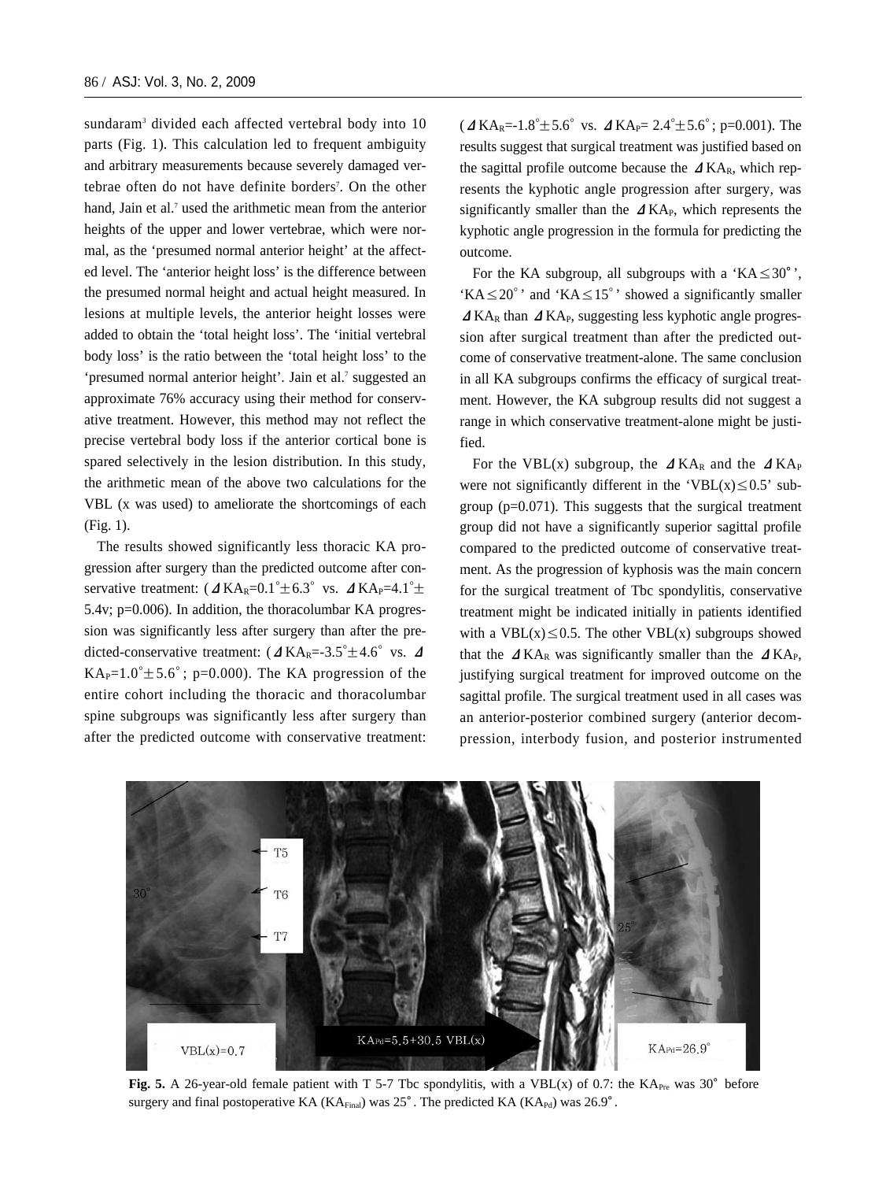sundaram[3] divided each affected vertebral body into 10 parts (Fig. 1). This calculation led to frequent ambiguity and arbitrary measurements because severely damaged vertebrae often do not have definite borders[7]. On the other hand, Jain et al.[7] used the arithmetic mean from the anterior heights of the upper and lower vertebrae, which were normal, as the 'presumed normal anterior height' at the affected level. The 'anterior height loss' is the difference between the presumed normal height and actual height measured. In lesions at multiple levels, the anterior height losses were added to obtain the 'total height loss'. The 'initial vertebral body loss' is the ratio between the 'total height loss' to the 'presumed normal anterior height'. Jain et al.[7] suggested an approximate 76% accuracy using their method for conservative treatment. However, this method may not reflect the precise vertebral body loss if the anterior cortical bone is spared selectively in the lesion distribution. In this study, the arithmetic mean of the above two calculations for the VBL (x was used) to ameliorate the shortcomings of each (Fig. 1).

The results showed significantly less thoracic KA progression after surgery than the predicted outcome after conservative treatment: ($\Delta KA_R$=0.1°±6.3° vs. $\Delta KA_P$=4.1°±5.4v; p=0.006). In addition, the thoracolumbar KA progression was significantly less after surgery than after the predicted-conservative treatment: ($\Delta KA_R$=-3.5°±4.6° vs. $\Delta KA_P$=1.0°±5.6°; p=0.000). The KA progression of the entire cohort including the thoracic and thoracolumbar spine subgroups was significantly less after surgery than after the predicted outcome with conservative treatment: ($\Delta KA_R$=-1.8°±5.6° vs. $\Delta KA_P$= 2.4°±5.6°; p=0.001). The results suggest that surgical treatment was justified based on the sagittal profile outcome because the $\Delta KA_R$, which represents the kyphotic angle progression after surgery, was significantly smaller than the $\Delta KA_P$, which represents the kyphotic angle progression in the formula for predicting the outcome.

For the KA subgroup, all subgroups with a 'KA≤30°', 'KA≤20°' and 'KA≤15°' showed a significantly smaller $\Delta KA_R$ than $\Delta KA_P$, suggesting less kyphotic angle progression after surgical treatment than after the predicted outcome of conservative treatment-alone. The same conclusion in all KA subgroups confirms the efficacy of surgical treatment. However, the KA subgroup results did not suggest a range in which conservative treatment-alone might be justified.

For the VBL(x) subgroup, the $\Delta KA_R$ and the $\Delta KA_P$ were not significantly different in the 'VBL(x)≤0.5' subgroup (p=0.071). This suggests that the surgical treatment group did not have a significantly superior sagittal profile compared to the predicted outcome of conservative treatment. As the progression of kyphosis was the main concern for the surgical treatment of Tbc spondylitis, conservative treatment might be indicated initially in patients identified with a VBL(x)≤0.5. The other VBL(x) subgroups showed that the $\Delta KA_R$ was significantly smaller than the $\Delta KA_P$, justifying surgical treatment for improved outcome on the sagittal profile. The surgical treatment used in all cases was an anterior-posterior combined surgery (anterior decompression, interbody fusion, and posterior instrumented

**Fig. 5.** A 26-year-old female patient with T 5-7 Tbc spondylitis, with a VBL(x) of 0.7: the $KA_{Pre}$ was 30° before surgery and final postoperative KA ($KA_{Final}$) was 25°. The predicted KA ($KA_{Pd}$) was 26.9°.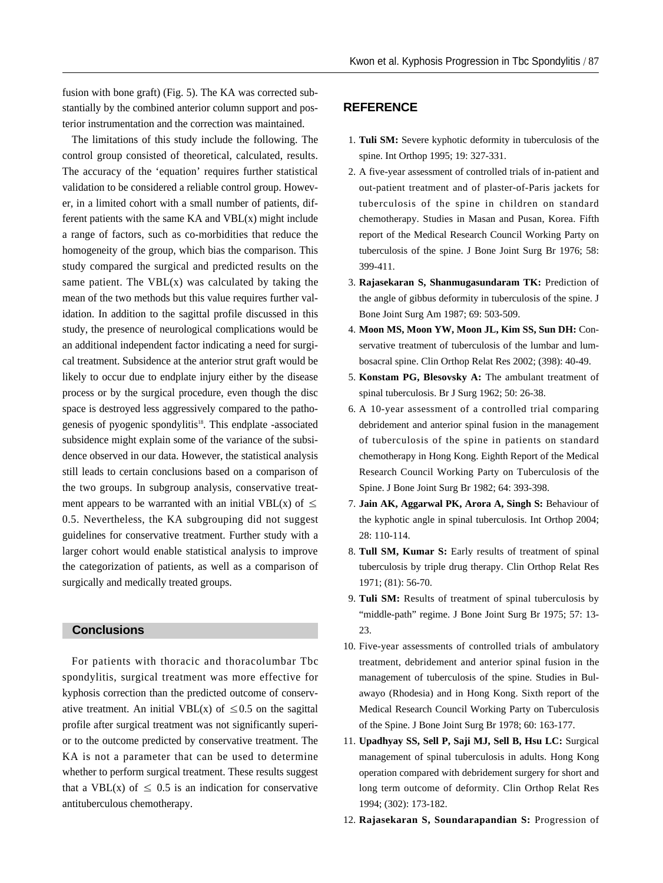fusion with bone graft) (Fig. 5). The KA was corrected substantially by the combined anterior column support and posterior instrumentation and the correction was maintained.

The limitations of this study include the following. The control group consisted of theoretical, calculated, results. The accuracy of the 'equation' requires further statistical validation to be considered a reliable control group. However, in a limited cohort with a small number of patients, different patients with the same KA and VBL(x) might include a range of factors, such as co-morbidities that reduce the homogeneity of the group, which bias the comparison. This study compared the surgical and predicted results on the same patient. The VBL(x) was calculated by taking the mean of the two methods but this value requires further validation. In addition to the sagittal profile discussed in this study, the presence of neurological complications would be an additional independent factor indicating a need for surgical treatment. Subsidence at the anterior strut graft would be likely to occur due to endplate injury either by the disease process or by the surgical procedure, even though the disc space is destroyed less aggressively compared to the pathogenesis of pyogenic spondylitis[18]. This endplate -associated subsidence might explain some of the variance of the subsidence observed in our data. However, the statistical analysis still leads to certain conclusions based on a comparison of the two groups. In subgroup analysis, conservative treatment appears to be warranted with an initial VBL(x) of $\leq$ 0.5. Nevertheless, the KA subgrouping did not suggest guidelines for conservative treatment. Further study with a larger cohort would enable statistical analysis to improve the categorization of patients, as well as a comparison of surgically and medically treated groups.

## Conclusions

For patients with thoracic and thoracolumbar Tbc spondylitis, surgical treatment was more effective for kyphosis correction than the predicted outcome of conservative treatment. An initial VBL(x) of $\leq$0.5 on the sagittal profile after surgical treatment was not significantly superior to the outcome predicted by conservative treatment. The KA is not a parameter that can be used to determine whether to perform surgical treatment. These results suggest that a VBL(x) of $\leq$ 0.5 is an indication for conservative antituberculous chemotherapy.

## REFERENCE

1. **Tuli SM:** Severe kyphotic deformity in tuberculosis of the spine. Int Orthop 1995; 19: 327-331.
2. A five-year assessment of controlled trials of in-patient and out-patient treatment and of plaster-of-Paris jackets for tuberculosis of the spine in children on standard chemotherapy. Studies in Masan and Pusan, Korea. Fifth report of the Medical Research Council Working Party on tuberculosis of the spine. J Bone Joint Surg Br 1976; 58: 399-411.
3. **Rajasekaran S, Shanmugasundaram TK:** Prediction of the angle of gibbus deformity in tuberculosis of the spine. J Bone Joint Surg Am 1987; 69: 503-509.
4. **Moon MS, Moon YW, Moon JL, Kim SS, Sun DH:** Conservative treatment of tuberculosis of the lumbar and lumbosacral spine. Clin Orthop Relat Res 2002; (398): 40-49.
5. **Konstam PG, Blesovsky A:** The ambulant treatment of spinal tuberculosis. Br J Surg 1962; 50: 26-38.
6. A 10-year assessment of a controlled trial comparing debridement and anterior spinal fusion in the management of tuberculosis of the spine in patients on standard chemotherapy in Hong Kong. Eighth Report of the Medical Research Council Working Party on Tuberculosis of the Spine. J Bone Joint Surg Br 1982; 64: 393-398.
7. **Jain AK, Aggarwal PK, Arora A, Singh S:** Behaviour of the kyphotic angle in spinal tuberculosis. Int Orthop 2004; 28: 110-114.
8. **Tull SM, Kumar S:** Early results of treatment of spinal tuberculosis by triple drug therapy. Clin Orthop Relat Res 1971; (81): 56-70.
9. **Tuli SM:** Results of treatment of spinal tuberculosis by "middle-path" regime. J Bone Joint Surg Br 1975; 57: 13-23.
10. Five-year assessments of controlled trials of ambulatory treatment, debridement and anterior spinal fusion in the management of tuberculosis of the spine. Studies in Bulawayo (Rhodesia) and in Hong Kong. Sixth report of the Medical Research Council Working Party on Tuberculosis of the Spine. J Bone Joint Surg Br 1978; 60: 163-177.
11. **Upadhyay SS, Sell P, Saji MJ, Sell B, Hsu LC:** Surgical management of spinal tuberculosis in adults. Hong Kong operation compared with debridement surgery for short and long term outcome of deformity. Clin Orthop Relat Res 1994; (302): 173-182.
12. **Rajasekaran S, Soundarapandian S:** Progression of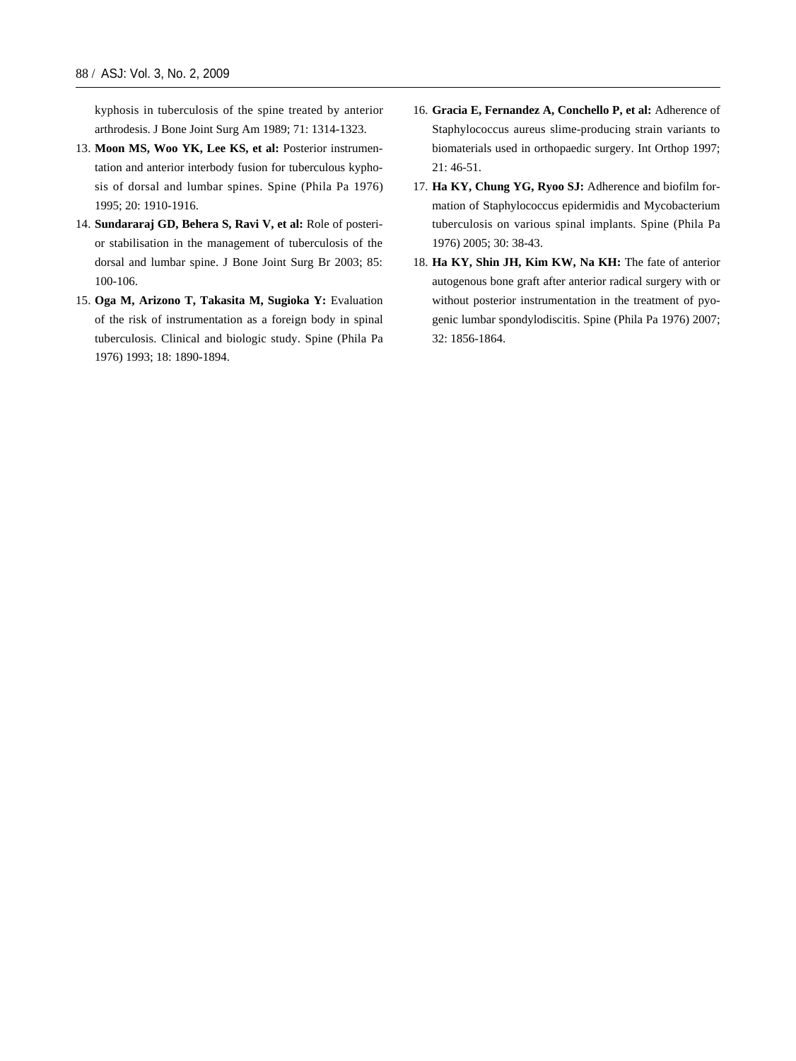kyphosis in tuberculosis of the spine treated by anterior arthrodesis. J Bone Joint Surg Am 1989; 71: 1314-1323.

13. **Moon MS, Woo YK, Lee KS, et al:** Posterior instrumentation and anterior interbody fusion for tuberculous kyphosis of dorsal and lumbar spines. Spine (Phila Pa 1976) 1995; 20: 1910-1916.
14. **Sundararaj GD, Behera S, Ravi V, et al:** Role of posterior stabilisation in the management of tuberculosis of the dorsal and lumbar spine. J Bone Joint Surg Br 2003; 85: 100-106.
15. **Oga M, Arizono T, Takasita M, Sugioka Y:** Evaluation of the risk of instrumentation as a foreign body in spinal tuberculosis. Clinical and biologic study. Spine (Phila Pa 1976) 1993; 18: 1890-1894.
16. **Gracia E, Fernandez A, Conchello P, et al:** Adherence of Staphylococcus aureus slime-producing strain variants to biomaterials used in orthopaedic surgery. Int Orthop 1997; 21: 46-51.
17. **Ha KY, Chung YG, Ryoo SJ:** Adherence and biofilm formation of Staphylococcus epidermidis and Mycobacterium tuberculosis on various spinal implants. Spine (Phila Pa 1976) 2005; 30: 38-43.
18. **Ha KY, Shin JH, Kim KW, Na KH:** The fate of anterior autogenous bone graft after anterior radical surgery with or without posterior instrumentation in the treatment of pyogenic lumbar spondylodiscitis. Spine (Phila Pa 1976) 2007; 32: 1856-1864.